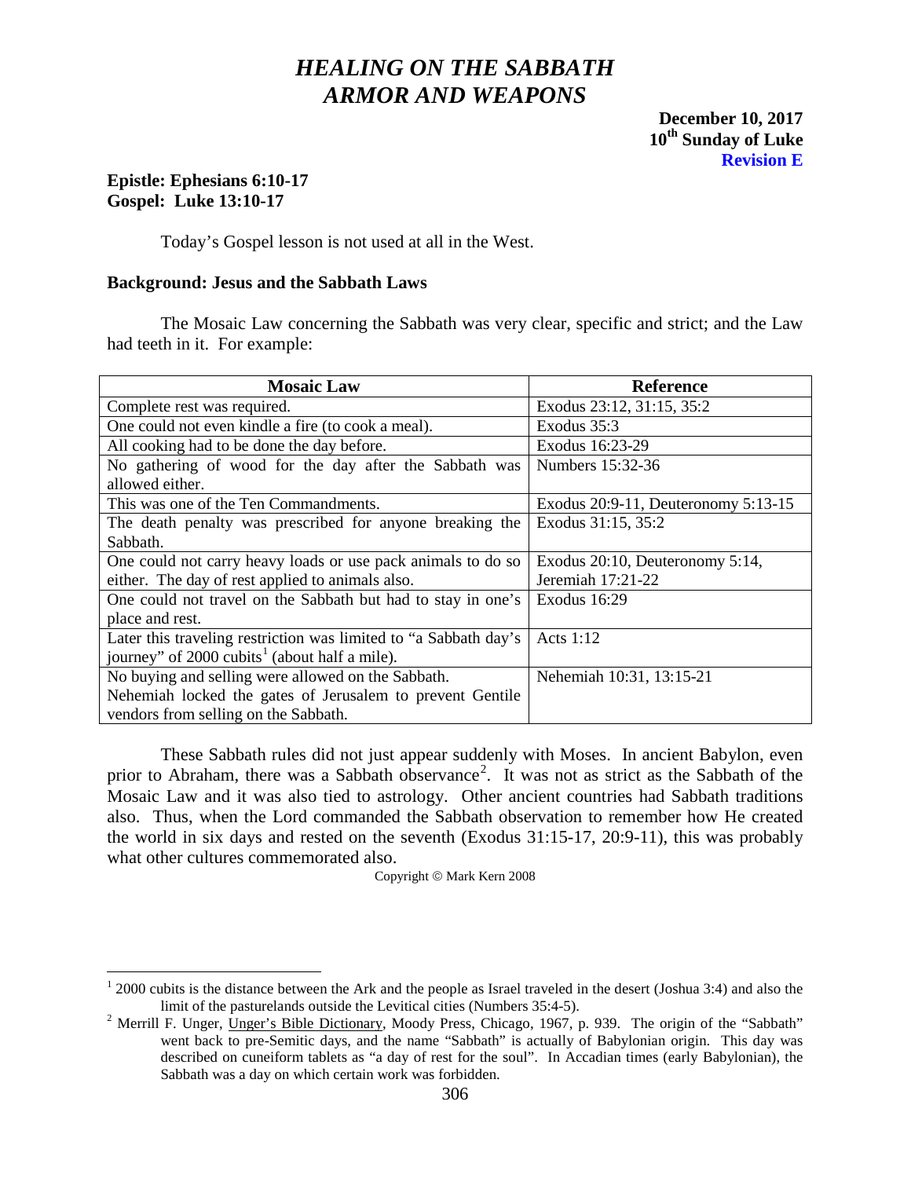# *HEALING ON THE SABBATH*
# *ARMOR AND WEAPONS*

**December 10, 2017**
**10th Sunday of Luke**
**Revision E**

**Epistle: Ephesians 6:10-17**
**Gospel: Luke 13:10-17**

Today's Gospel lesson is not used at all in the West.

### Background: Jesus and the Sabbath Laws

The Mosaic Law concerning the Sabbath was very clear, specific and strict; and the Law had teeth in it. For example:

| Mosaic Law | Reference |
|---|---|
| Complete rest was required. | Exodus 23:12, 31:15, 35:2 |
| One could not even kindle a fire (to cook a meal). | Exodus 35:3 |
| All cooking had to be done the day before. | Exodus 16:23-29 |
| No gathering of wood for the day after the Sabbath was allowed either. | Numbers 15:32-36 |
| This was one of the Ten Commandments. | Exodus 20:9-11, Deuteronomy 5:13-15 |
| The death penalty was prescribed for anyone breaking the Sabbath. | Exodus 31:15, 35:2 |
| One could not carry heavy loads or use pack animals to do so either. The day of rest applied to animals also. | Exodus 20:10, Deuteronomy 5:14, Jeremiah 17:21-22 |
| One could not travel on the Sabbath but had to stay in one's place and rest. | Exodus 16:29 |
| Later this traveling restriction was limited to "a Sabbath day's journey" of 2000 cubits[1] (about half a mile). | Acts 1:12 |
| No buying and selling were allowed on the Sabbath. Nehemiah locked the gates of Jerusalem to prevent Gentile vendors from selling on the Sabbath. | Nehemiah 10:31, 13:15-21 |

These Sabbath rules did not just appear suddenly with Moses. In ancient Babylon, even prior to Abraham, there was a Sabbath observance[2]. It was not as strict as the Sabbath of the Mosaic Law and it was also tied to astrology. Other ancient countries had Sabbath traditions also. Thus, when the Lord commanded the Sabbath observation to remember how He created the world in six days and rested on the seventh (Exodus 31:15-17, 20:9-11), this was probably what other cultures commemorated also.

Copyright © Mark Kern 2008

---

[1] 2000 cubits is the distance between the Ark and the people as Israel traveled in the desert (Joshua 3:4) and also the limit of the pasturelands outside the Levitical cities (Numbers 35:4-5).

[2] Merrill F. Unger, Unger's Bible Dictionary, Moody Press, Chicago, 1967, p. 939. The origin of the "Sabbath" went back to pre-Semitic days, and the name "Sabbath" is actually of Babylonian origin. This day was described on cuneiform tablets as "a day of rest for the soul". In Accadian times (early Babylonian), the Sabbath was a day on which certain work was forbidden.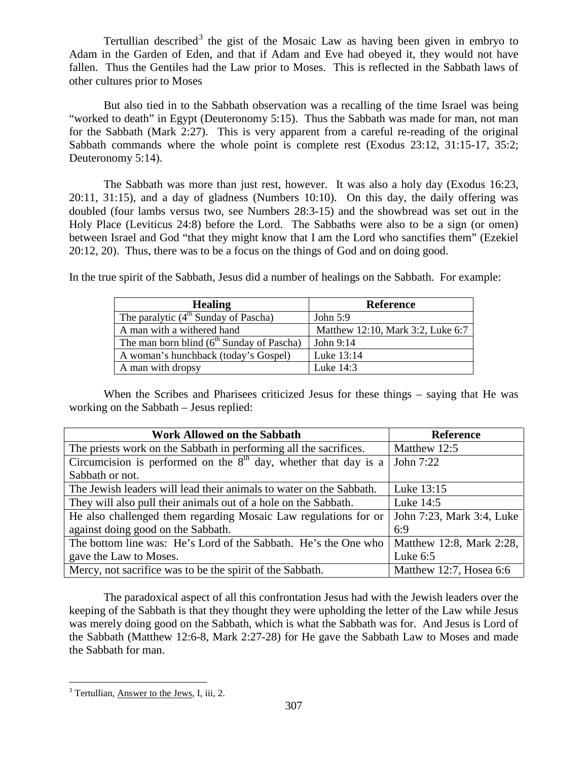Tertullian described[3] the gist of the Mosaic Law as having been given in embryo to Adam in the Garden of Eden, and that if Adam and Eve had obeyed it, they would not have fallen. Thus the Gentiles had the Law prior to Moses. This is reflected in the Sabbath laws of other cultures prior to Moses

But also tied in to the Sabbath observation was a recalling of the time Israel was being "worked to death" in Egypt (Deuteronomy 5:15). Thus the Sabbath was made for man, not man for the Sabbath (Mark 2:27). This is very apparent from a careful re-reading of the original Sabbath commands where the whole point is complete rest (Exodus 23:12, 31:15-17, 35:2; Deuteronomy 5:14).

The Sabbath was more than just rest, however. It was also a holy day (Exodus 16:23, 20:11, 31:15), and a day of gladness (Numbers 10:10). On this day, the daily offering was doubled (four lambs versus two, see Numbers 28:3-15) and the showbread was set out in the Holy Place (Leviticus 24:8) before the Lord. The Sabbaths were also to be a sign (or omen) between Israel and God "that they might know that I am the Lord who sanctifies them" (Ezekiel 20:12, 20). Thus, there was to be a focus on the things of God and on doing good.

In the true spirit of the Sabbath, Jesus did a number of healings on the Sabbath. For example:

| Healing | Reference |
|---|---|
| The paralytic (4th Sunday of Pascha) | John 5:9 |
| A man with a withered hand | Matthew 12:10, Mark 3:2, Luke 6:7 |
| The man born blind (6th Sunday of Pascha) | John 9:14 |
| A woman's hunchback (today's Gospel) | Luke 13:14 |
| A man with dropsy | Luke 14:3 |

When the Scribes and Pharisees criticized Jesus for these things – saying that He was working on the Sabbath – Jesus replied:

| Work Allowed on the Sabbath | Reference |
|---|---|
| The priests work on the Sabbath in performing all the sacrifices. | Matthew 12:5 |
| Circumcision is performed on the 8th day, whether that day is a Sabbath or not. | John 7:22 |
| The Jewish leaders will lead their animals to water on the Sabbath. | Luke 13:15 |
| They will also pull their animals out of a hole on the Sabbath. | Luke 14:5 |
| He also challenged them regarding Mosaic Law regulations for or against doing good on the Sabbath. | John 7:23, Mark 3:4, Luke 6:9 |
| The bottom line was: He's Lord of the Sabbath. He's the One who gave the Law to Moses. | Matthew 12:8, Mark 2:28, Luke 6:5 |
| Mercy, not sacrifice was to be the spirit of the Sabbath. | Matthew 12:7, Hosea 6:6 |

The paradoxical aspect of all this confrontation Jesus had with the Jewish leaders over the keeping of the Sabbath is that they thought they were upholding the letter of the Law while Jesus was merely doing good on the Sabbath, which is what the Sabbath was for. And Jesus is Lord of the Sabbath (Matthew 12:6-8, Mark 2:27-28) for He gave the Sabbath Law to Moses and made the Sabbath for man.

---

[3] Tertullian, Answer to the Jews, I, iii, 2.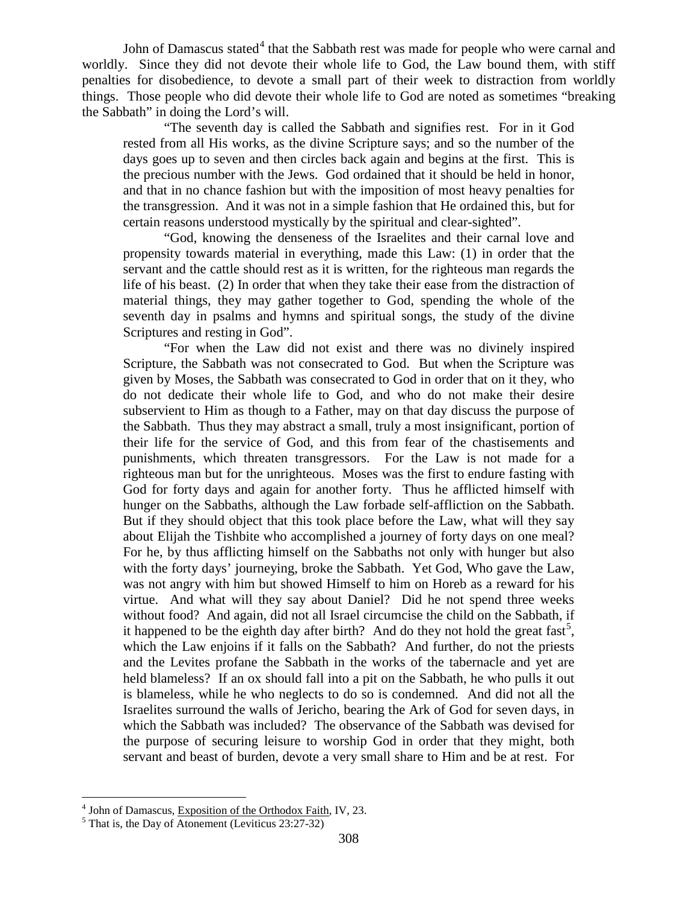John of Damascus stated[4] that the Sabbath rest was made for people who were carnal and worldly. Since they did not devote their whole life to God, the Law bound them, with stiff penalties for disobedience, to devote a small part of their week to distraction from worldly things. Those people who did devote their whole life to God are noted as sometimes "breaking the Sabbath" in doing the Lord's will.

> "The seventh day is called the Sabbath and signifies rest. For in it God rested from all His works, as the divine Scripture says; and so the number of the days goes up to seven and then circles back again and begins at the first. This is the precious number with the Jews. God ordained that it should be held in honor, and that in no chance fashion but with the imposition of most heavy penalties for the transgression. And it was not in a simple fashion that He ordained this, but for certain reasons understood mystically by the spiritual and clear-sighted".
>
> "God, knowing the denseness of the Israelites and their carnal love and propensity towards material in everything, made this Law: (1) in order that the servant and the cattle should rest as it is written, for the righteous man regards the life of his beast. (2) In order that when they take their ease from the distraction of material things, they may gather together to God, spending the whole of the seventh day in psalms and hymns and spiritual songs, the study of the divine Scriptures and resting in God".
>
> "For when the Law did not exist and there was no divinely inspired Scripture, the Sabbath was not consecrated to God. But when the Scripture was given by Moses, the Sabbath was consecrated to God in order that on it they, who do not dedicate their whole life to God, and who do not make their desire subservient to Him as though to a Father, may on that day discuss the purpose of the Sabbath. Thus they may abstract a small, truly a most insignificant, portion of their life for the service of God, and this from fear of the chastisements and punishments, which threaten transgressors. For the Law is not made for a righteous man but for the unrighteous. Moses was the first to endure fasting with God for forty days and again for another forty. Thus he afflicted himself with hunger on the Sabbaths, although the Law forbade self-affliction on the Sabbath. But if they should object that this took place before the Law, what will they say about Elijah the Tishbite who accomplished a journey of forty days on one meal? For he, by thus afflicting himself on the Sabbaths not only with hunger but also with the forty days' journeying, broke the Sabbath. Yet God, Who gave the Law, was not angry with him but showed Himself to him on Horeb as a reward for his virtue. And what will they say about Daniel? Did he not spend three weeks without food? And again, did not all Israel circumcise the child on the Sabbath, if it happened to be the eighth day after birth? And do they not hold the great fast[5], which the Law enjoins if it falls on the Sabbath? And further, do not the priests and the Levites profane the Sabbath in the works of the tabernacle and yet are held blameless? If an ox should fall into a pit on the Sabbath, he who pulls it out is blameless, while he who neglects to do so is condemned. And did not all the Israelites surround the walls of Jericho, bearing the Ark of God for seven days, in which the Sabbath was included? The observance of the Sabbath was devised for the purpose of securing leisure to worship God in order that they might, both servant and beast of burden, devote a very small share to Him and be at rest. For

---

[4] John of Damascus, Exposition of the Orthodox Faith, IV, 23.

[5] That is, the Day of Atonement (Leviticus 23:27-32)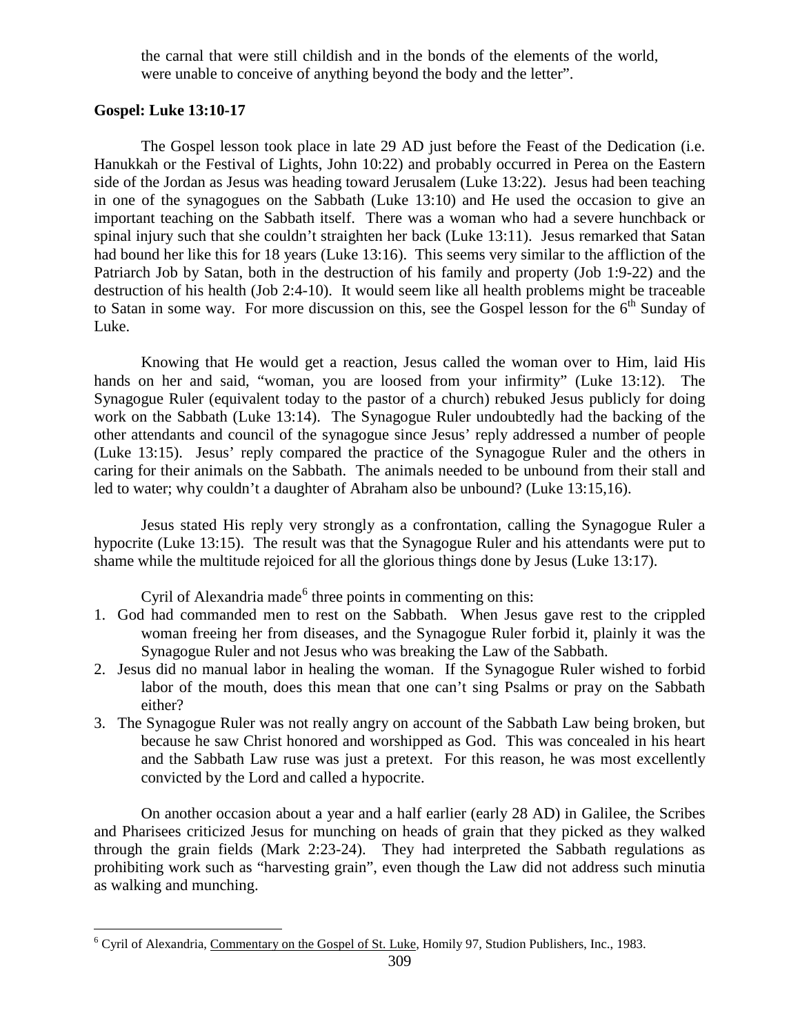the carnal that were still childish and in the bonds of the elements of the world, were unable to conceive of anything beyond the body and the letter".

**Gospel: Luke 13:10-17**

The Gospel lesson took place in late 29 AD just before the Feast of the Dedication (i.e. Hanukkah or the Festival of Lights, John 10:22) and probably occurred in Perea on the Eastern side of the Jordan as Jesus was heading toward Jerusalem (Luke 13:22). Jesus had been teaching in one of the synagogues on the Sabbath (Luke 13:10) and He used the occasion to give an important teaching on the Sabbath itself. There was a woman who had a severe hunchback or spinal injury such that she couldn't straighten her back (Luke 13:11). Jesus remarked that Satan had bound her like this for 18 years (Luke 13:16). This seems very similar to the affliction of the Patriarch Job by Satan, both in the destruction of his family and property (Job 1:9-22) and the destruction of his health (Job 2:4-10). It would seem like all health problems might be traceable to Satan in some way. For more discussion on this, see the Gospel lesson for the 6th Sunday of Luke.

Knowing that He would get a reaction, Jesus called the woman over to Him, laid His hands on her and said, "woman, you are loosed from your infirmity" (Luke 13:12). The Synagogue Ruler (equivalent today to the pastor of a church) rebuked Jesus publicly for doing work on the Sabbath (Luke 13:14). The Synagogue Ruler undoubtedly had the backing of the other attendants and council of the synagogue since Jesus' reply addressed a number of people (Luke 13:15). Jesus' reply compared the practice of the Synagogue Ruler and the others in caring for their animals on the Sabbath. The animals needed to be unbound from their stall and led to water; why couldn't a daughter of Abraham also be unbound? (Luke 13:15,16).

Jesus stated His reply very strongly as a confrontation, calling the Synagogue Ruler a hypocrite (Luke 13:15). The result was that the Synagogue Ruler and his attendants were put to shame while the multitude rejoiced for all the glorious things done by Jesus (Luke 13:17).

Cyril of Alexandria made[6] three points in commenting on this:

1. God had commanded men to rest on the Sabbath. When Jesus gave rest to the crippled woman freeing her from diseases, and the Synagogue Ruler forbid it, plainly it was the Synagogue Ruler and not Jesus who was breaking the Law of the Sabbath.
2. Jesus did no manual labor in healing the woman. If the Synagogue Ruler wished to forbid labor of the mouth, does this mean that one can't sing Psalms or pray on the Sabbath either?
3. The Synagogue Ruler was not really angry on account of the Sabbath Law being broken, but because he saw Christ honored and worshipped as God. This was concealed in his heart and the Sabbath Law ruse was just a pretext. For this reason, he was most excellently convicted by the Lord and called a hypocrite.

On another occasion about a year and a half earlier (early 28 AD) in Galilee, the Scribes and Pharisees criticized Jesus for munching on heads of grain that they picked as they walked through the grain fields (Mark 2:23-24). They had interpreted the Sabbath regulations as prohibiting work such as "harvesting grain", even though the Law did not address such minutia as walking and munching.

---

[6] Cyril of Alexandria, Commentary on the Gospel of St. Luke, Homily 97, Studion Publishers, Inc., 1983.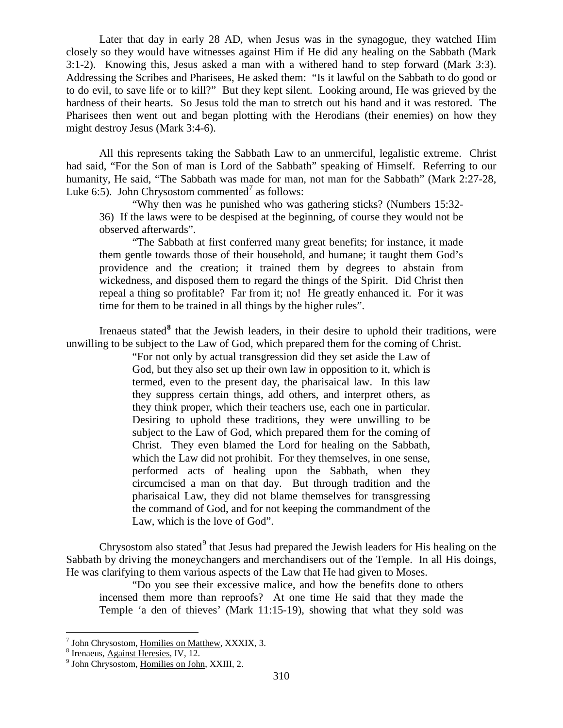Later that day in early 28 AD, when Jesus was in the synagogue, they watched Him closely so they would have witnesses against Him if He did any healing on the Sabbath (Mark 3:1-2). Knowing this, Jesus asked a man with a withered hand to step forward (Mark 3:3). Addressing the Scribes and Pharisees, He asked them: "Is it lawful on the Sabbath to do good or to do evil, to save life or to kill?" But they kept silent. Looking around, He was grieved by the hardness of their hearts. So Jesus told the man to stretch out his hand and it was restored. The Pharisees then went out and began plotting with the Herodians (their enemies) on how they might destroy Jesus (Mark 3:4-6).

All this represents taking the Sabbath Law to an unmerciful, legalistic extreme. Christ had said, "For the Son of man is Lord of the Sabbath" speaking of Himself. Referring to our humanity, He said, "The Sabbath was made for man, not man for the Sabbath" (Mark 2:27-28, Luke 6:5). John Chrysostom commented[7] as follows:

> "Why then was he punished who was gathering sticks? (Numbers 15:32-36) If the laws were to be despised at the beginning, of course they would not be observed afterwards".
>
> "The Sabbath at first conferred many great benefits; for instance, it made them gentle towards those of their household, and humane; it taught them God's providence and the creation; it trained them by degrees to abstain from wickedness, and disposed them to regard the things of the Spirit. Did Christ then repeal a thing so profitable? Far from it; no! He greatly enhanced it. For it was time for them to be trained in all things by the higher rules".

Irenaeus stated[8] that the Jewish leaders, in their desire to uphold their traditions, were unwilling to be subject to the Law of God, which prepared them for the coming of Christ.

> "For not only by actual transgression did they set aside the Law of God, but they also set up their own law in opposition to it, which is termed, even to the present day, the pharisaical law. In this law they suppress certain things, add others, and interpret others, as they think proper, which their teachers use, each one in particular. Desiring to uphold these traditions, they were unwilling to be subject to the Law of God, which prepared them for the coming of Christ. They even blamed the Lord for healing on the Sabbath, which the Law did not prohibit. For they themselves, in one sense, performed acts of healing upon the Sabbath, when they circumcised a man on that day. But through tradition and the pharisaical Law, they did not blame themselves for transgressing the command of God, and for not keeping the commandment of the Law, which is the love of God".

Chrysostom also stated[9] that Jesus had prepared the Jewish leaders for His healing on the Sabbath by driving the moneychangers and merchandisers out of the Temple. In all His doings, He was clarifying to them various aspects of the Law that He had given to Moses.

> "Do you see their excessive malice, and how the benefits done to others incensed them more than reproofs? At one time He said that they made the Temple 'a den of thieves' (Mark 11:15-19), showing that what they sold was

---

[7] John Chrysostom, Homilies on Matthew, XXXIX, 3.

[8] Irenaeus, Against Heresies, IV, 12.

[9] John Chrysostom, Homilies on John, XXIII, 2.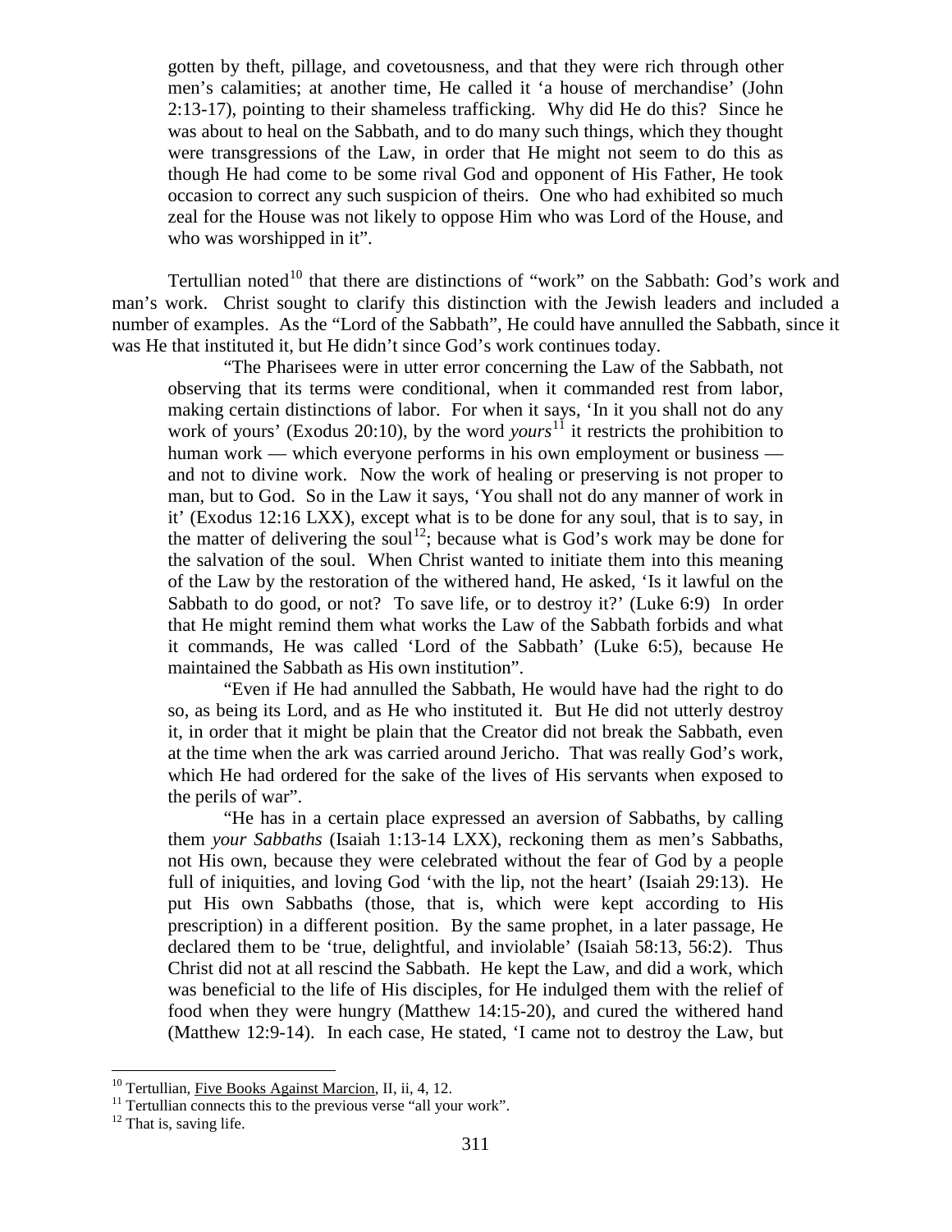gotten by theft, pillage, and covetousness, and that they were rich through other men's calamities; at another time, He called it 'a house of merchandise' (John 2:13-17), pointing to their shameless trafficking. Why did He do this? Since he was about to heal on the Sabbath, and to do many such things, which they thought were transgressions of the Law, in order that He might not seem to do this as though He had come to be some rival God and opponent of His Father, He took occasion to correct any such suspicion of theirs. One who had exhibited so much zeal for the House was not likely to oppose Him who was Lord of the House, and who was worshipped in it".

Tertullian noted[10] that there are distinctions of "work" on the Sabbath: God's work and man's work. Christ sought to clarify this distinction with the Jewish leaders and included a number of examples. As the "Lord of the Sabbath", He could have annulled the Sabbath, since it was He that instituted it, but He didn't since God's work continues today.

"The Pharisees were in utter error concerning the Law of the Sabbath, not observing that its terms were conditional, when it commanded rest from labor, making certain distinctions of labor. For when it says, 'In it you shall not do any work of yours' (Exodus 20:10), by the word *yours*[11] it restricts the prohibition to human work — which everyone performs in his own employment or business — and not to divine work. Now the work of healing or preserving is not proper to man, but to God. So in the Law it says, 'You shall not do any manner of work in it' (Exodus 12:16 LXX), except what is to be done for any soul, that is to say, in the matter of delivering the soul[12]; because what is God's work may be done for the salvation of the soul. When Christ wanted to initiate them into this meaning of the Law by the restoration of the withered hand, He asked, 'Is it lawful on the Sabbath to do good, or not? To save life, or to destroy it?' (Luke 6:9) In order that He might remind them what works the Law of the Sabbath forbids and what it commands, He was called 'Lord of the Sabbath' (Luke 6:5), because He maintained the Sabbath as His own institution".

"Even if He had annulled the Sabbath, He would have had the right to do so, as being its Lord, and as He who instituted it. But He did not utterly destroy it, in order that it might be plain that the Creator did not break the Sabbath, even at the time when the ark was carried around Jericho. That was really God's work, which He had ordered for the sake of the lives of His servants when exposed to the perils of war".

"He has in a certain place expressed an aversion of Sabbaths, by calling them *your Sabbaths* (Isaiah 1:13-14 LXX), reckoning them as men's Sabbaths, not His own, because they were celebrated without the fear of God by a people full of iniquities, and loving God 'with the lip, not the heart' (Isaiah 29:13). He put His own Sabbaths (those, that is, which were kept according to His prescription) in a different position. By the same prophet, in a later passage, He declared them to be 'true, delightful, and inviolable' (Isaiah 58:13, 56:2). Thus Christ did not at all rescind the Sabbath. He kept the Law, and did a work, which was beneficial to the life of His disciples, for He indulged them with the relief of food when they were hungry (Matthew 14:15-20), and cured the withered hand (Matthew 12:9-14). In each case, He stated, 'I came not to destroy the Law, but

---

[10] Tertullian, Five Books Against Marcion, II, ii, 4, 12.

[11] Tertullian connects this to the previous verse "all your work".

[12] That is, saving life.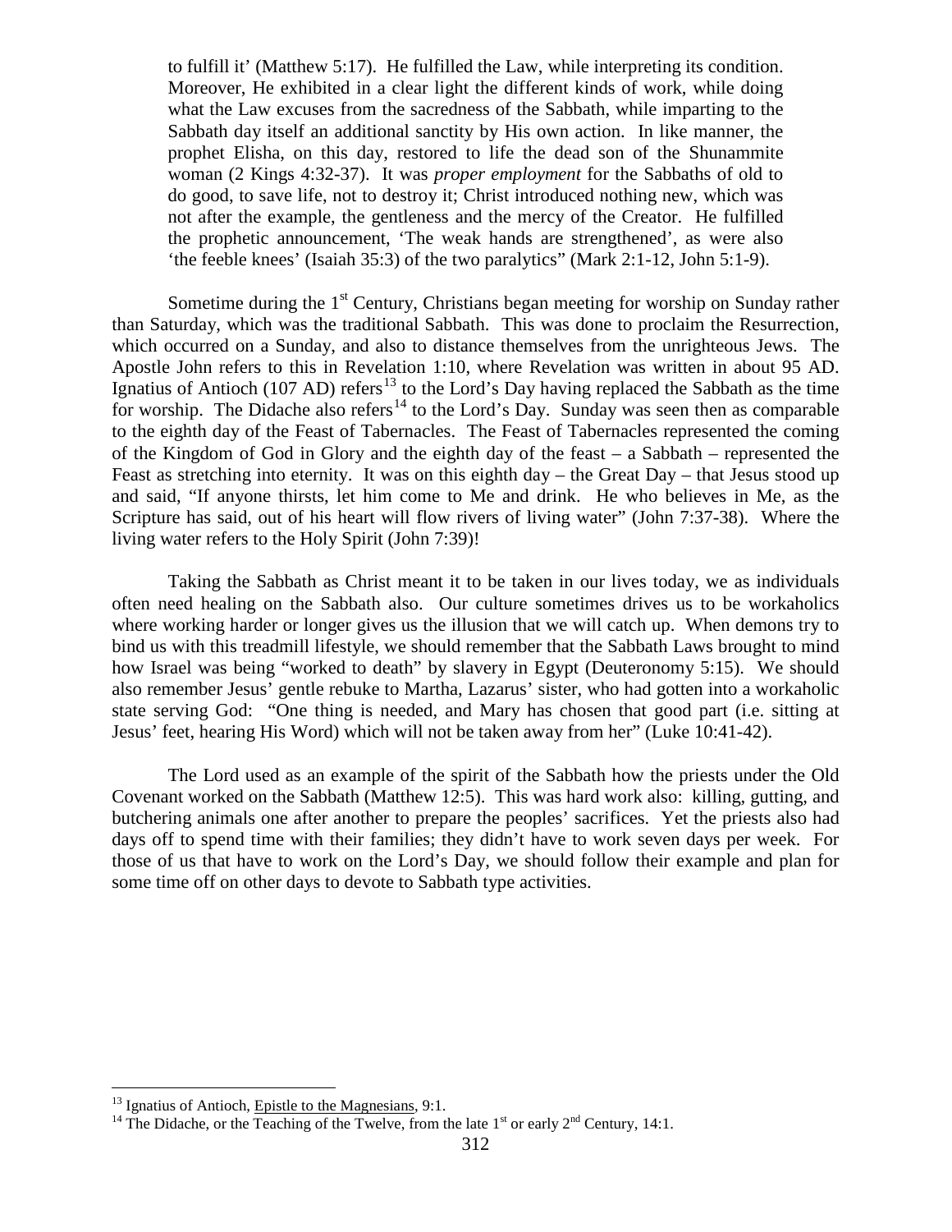to fulfill it' (Matthew 5:17). He fulfilled the Law, while interpreting its condition. Moreover, He exhibited in a clear light the different kinds of work, while doing what the Law excuses from the sacredness of the Sabbath, while imparting to the Sabbath day itself an additional sanctity by His own action. In like manner, the prophet Elisha, on this day, restored to life the dead son of the Shunammite woman (2 Kings 4:32-37). It was *proper employment* for the Sabbaths of old to do good, to save life, not to destroy it; Christ introduced nothing new, which was not after the example, the gentleness and the mercy of the Creator. He fulfilled the prophetic announcement, 'The weak hands are strengthened', as were also 'the feeble knees' (Isaiah 35:3) of the two paralytics" (Mark 2:1-12, John 5:1-9).

Sometime during the 1st Century, Christians began meeting for worship on Sunday rather than Saturday, which was the traditional Sabbath. This was done to proclaim the Resurrection, which occurred on a Sunday, and also to distance themselves from the unrighteous Jews. The Apostle John refers to this in Revelation 1:10, where Revelation was written in about 95 AD. Ignatius of Antioch (107 AD) refers[13] to the Lord's Day having replaced the Sabbath as the time for worship. The Didache also refers[14] to the Lord's Day. Sunday was seen then as comparable to the eighth day of the Feast of Tabernacles. The Feast of Tabernacles represented the coming of the Kingdom of God in Glory and the eighth day of the feast – a Sabbath – represented the Feast as stretching into eternity. It was on this eighth day – the Great Day – that Jesus stood up and said, "If anyone thirsts, let him come to Me and drink. He who believes in Me, as the Scripture has said, out of his heart will flow rivers of living water" (John 7:37-38). Where the living water refers to the Holy Spirit (John 7:39)!

Taking the Sabbath as Christ meant it to be taken in our lives today, we as individuals often need healing on the Sabbath also. Our culture sometimes drives us to be workaholics where working harder or longer gives us the illusion that we will catch up. When demons try to bind us with this treadmill lifestyle, we should remember that the Sabbath Laws brought to mind how Israel was being "worked to death" by slavery in Egypt (Deuteronomy 5:15). We should also remember Jesus' gentle rebuke to Martha, Lazarus' sister, who had gotten into a workaholic state serving God: "One thing is needed, and Mary has chosen that good part (i.e. sitting at Jesus' feet, hearing His Word) which will not be taken away from her" (Luke 10:41-42).

The Lord used as an example of the spirit of the Sabbath how the priests under the Old Covenant worked on the Sabbath (Matthew 12:5). This was hard work also: killing, gutting, and butchering animals one after another to prepare the peoples' sacrifices. Yet the priests also had days off to spend time with their families; they didn't have to work seven days per week. For those of us that have to work on the Lord's Day, we should follow their example and plan for some time off on other days to devote to Sabbath type activities.

---

[13] Ignatius of Antioch, Epistle to the Magnesians, 9:1.

[14] The Didache, or the Teaching of the Twelve, from the late 1st or early 2nd Century, 14:1.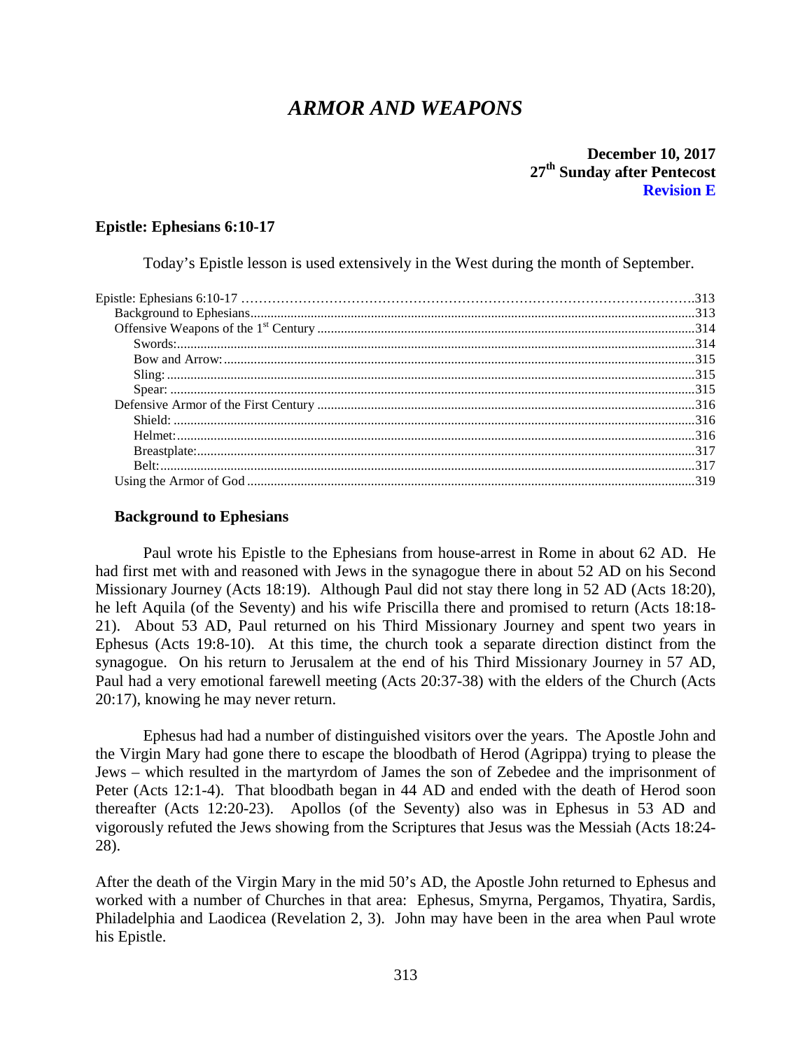# *ARMOR AND WEAPONS*

**December 10, 2017**
**27th Sunday after Pentecost**
**Revision E**

## Epistle: Ephesians 6:10-17

Today's Epistle lesson is used extensively in the West during the month of September.

Epistle: Ephesians 6:10-17 ....................................................313
Background to Ephesians ....................................................313
Offensive Weapons of the 1st Century ....................................................314
Swords: ....................................................314
Bow and Arrow: ....................................................315
Sling: ....................................................315
Spear: ....................................................315
Defensive Armor of the First Century ....................................................316
Shield: ....................................................316
Helmet: ....................................................316
Breastplate: ....................................................317
Belt: ....................................................317
Using the Armor of God ....................................................319

### Background to Ephesians

Paul wrote his Epistle to the Ephesians from house-arrest in Rome in about 62 AD. He had first met with and reasoned with Jews in the synagogue there in about 52 AD on his Second Missionary Journey (Acts 18:19). Although Paul did not stay there long in 52 AD (Acts 18:20), he left Aquila (of the Seventy) and his wife Priscilla there and promised to return (Acts 18:18-21). About 53 AD, Paul returned on his Third Missionary Journey and spent two years in Ephesus (Acts 19:8-10). At this time, the church took a separate direction distinct from the synagogue. On his return to Jerusalem at the end of his Third Missionary Journey in 57 AD, Paul had a very emotional farewell meeting (Acts 20:37-38) with the elders of the Church (Acts 20:17), knowing he may never return.

Ephesus had had a number of distinguished visitors over the years. The Apostle John and the Virgin Mary had gone there to escape the bloodbath of Herod (Agrippa) trying to please the Jews – which resulted in the martyrdom of James the son of Zebedee and the imprisonment of Peter (Acts 12:1-4). That bloodbath began in 44 AD and ended with the death of Herod soon thereafter (Acts 12:20-23). Apollos (of the Seventy) also was in Ephesus in 53 AD and vigorously refuted the Jews showing from the Scriptures that Jesus was the Messiah (Acts 18:24-28).

After the death of the Virgin Mary in the mid 50's AD, the Apostle John returned to Ephesus and worked with a number of Churches in that area: Ephesus, Smyrna, Pergamos, Thyatira, Sardis, Philadelphia and Laodicea (Revelation 2, 3). John may have been in the area when Paul wrote his Epistle.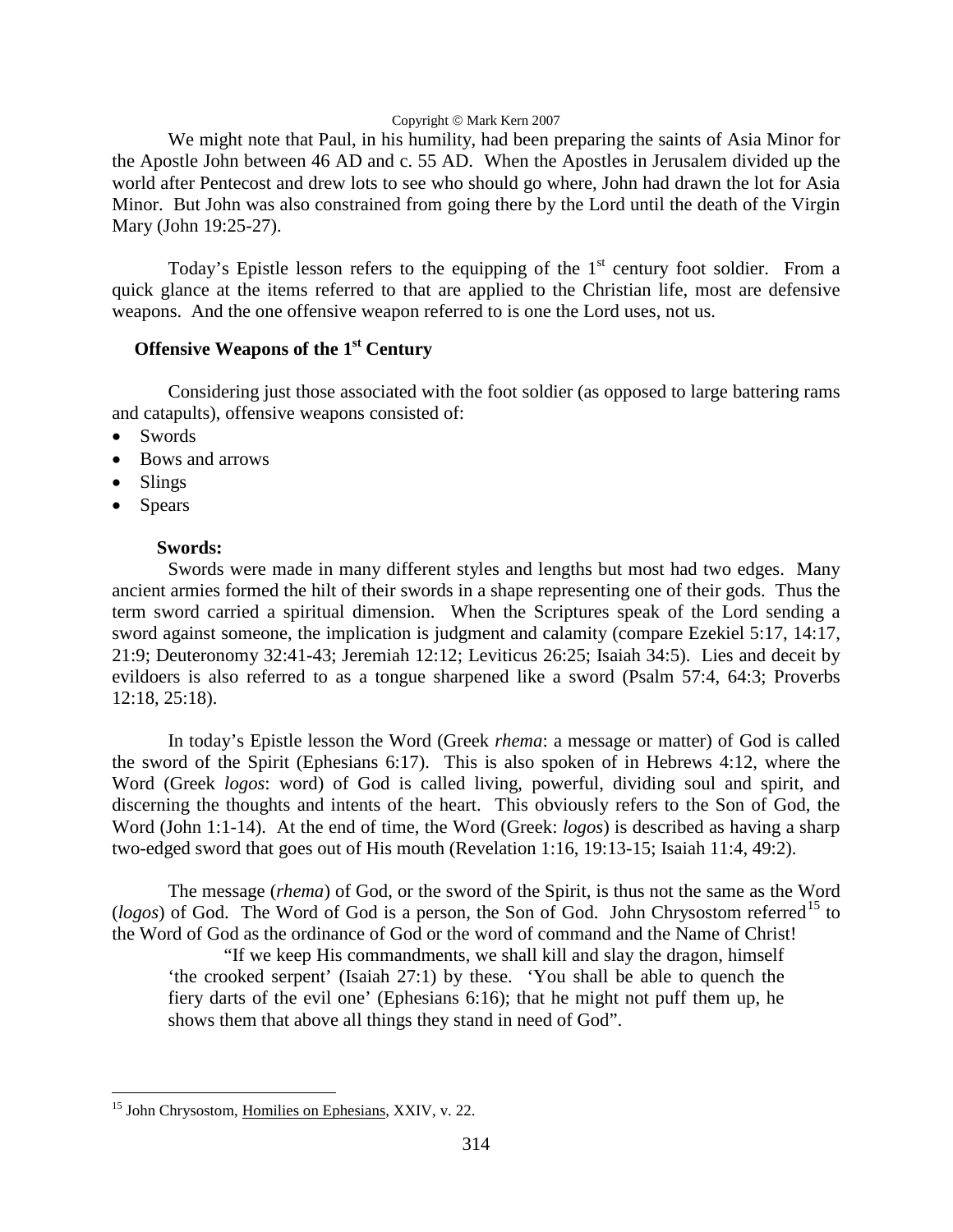We might note that Paul, in his humility, had been preparing the saints of Asia Minor for the Apostle John between 46 AD and c. 55 AD. When the Apostles in Jerusalem divided up the world after Pentecost and drew lots to see who should go where, John had drawn the lot for Asia Minor. But John was also constrained from going there by the Lord until the death of the Virgin Mary (John 19:25-27).

Today's Epistle lesson refers to the equipping of the 1st century foot soldier. From a quick glance at the items referred to that are applied to the Christian life, most are defensive weapons. And the one offensive weapon referred to is one the Lord uses, not us.

## Offensive Weapons of the 1st Century

Considering just those associated with the foot soldier (as opposed to large battering rams and catapults), offensive weapons consisted of:

- Swords
- Bows and arrows
- Slings
- Spears

### Swords:

Swords were made in many different styles and lengths but most had two edges. Many ancient armies formed the hilt of their swords in a shape representing one of their gods. Thus the term sword carried a spiritual dimension. When the Scriptures speak of the Lord sending a sword against someone, the implication is judgment and calamity (compare Ezekiel 5:17, 14:17, 21:9; Deuteronomy 32:41-43; Jeremiah 12:12; Leviticus 26:25; Isaiah 34:5). Lies and deceit by evildoers is also referred to as a tongue sharpened like a sword (Psalm 57:4, 64:3; Proverbs 12:18, 25:18).

In today's Epistle lesson the Word (Greek *rhema*: a message or matter) of God is called the sword of the Spirit (Ephesians 6:17). This is also spoken of in Hebrews 4:12, where the Word (Greek *logos*: word) of God is called living, powerful, dividing soul and spirit, and discerning the thoughts and intents of the heart. This obviously refers to the Son of God, the Word (John 1:1-14). At the end of time, the Word (Greek: *logos*) is described as having a sharp two-edged sword that goes out of His mouth (Revelation 1:16, 19:13-15; Isaiah 11:4, 49:2).

The message (*rhema*) of God, or the sword of the Spirit, is thus not the same as the Word (*logos*) of God. The Word of God is a person, the Son of God. John Chrysostom referred[15] to the Word of God as the ordinance of God or the word of command and the Name of Christ!

> "If we keep His commandments, we shall kill and slay the dragon, himself 'the crooked serpent' (Isaiah 27:1) by these. 'You shall be able to quench the fiery darts of the evil one' (Ephesians 6:16); that he might not puff them up, he shows them that above all things they stand in need of God".

---

[15] John Chrysostom, Homilies on Ephesians, XXIV, v. 22.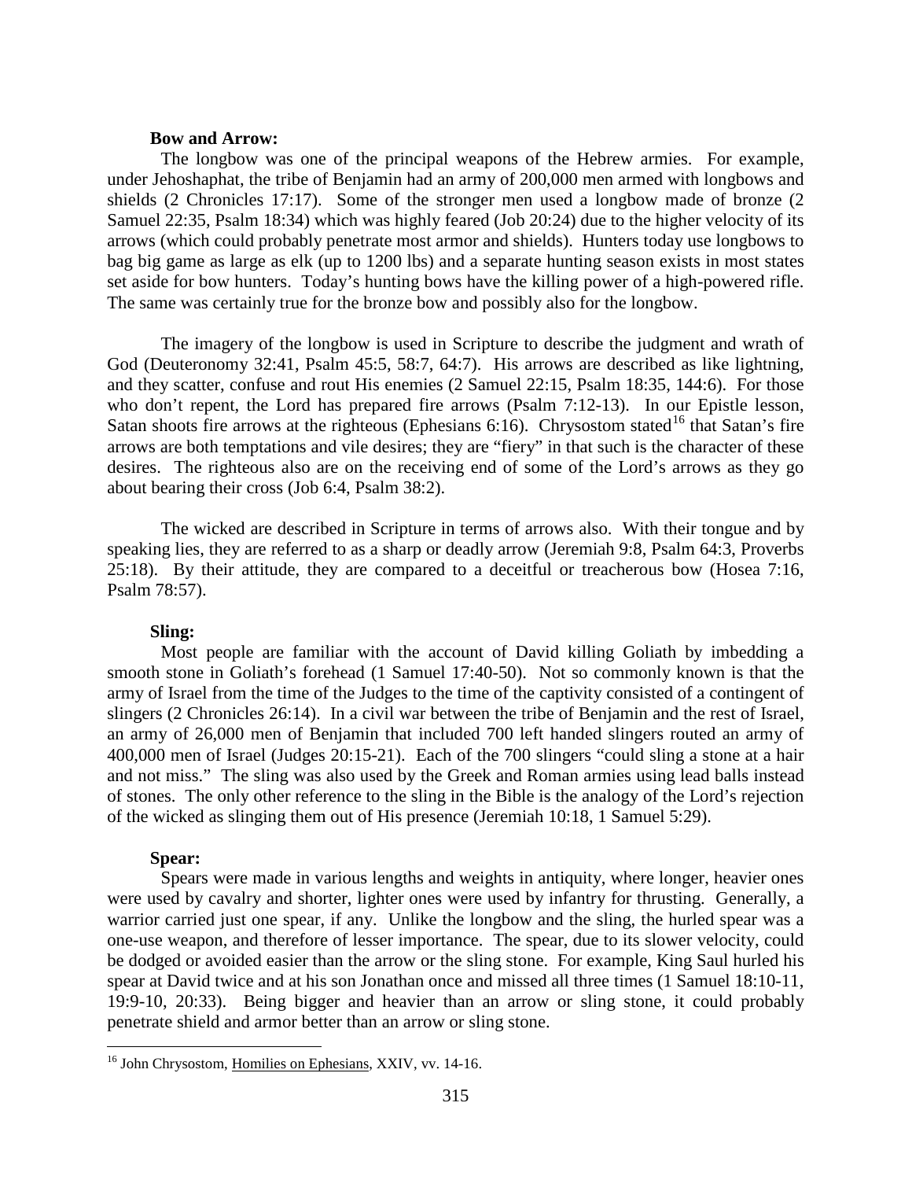**Bow and Arrow:**

The longbow was one of the principal weapons of the Hebrew armies. For example, under Jehoshaphat, the tribe of Benjamin had an army of 200,000 men armed with longbows and shields (2 Chronicles 17:17). Some of the stronger men used a longbow made of bronze (2 Samuel 22:35, Psalm 18:34) which was highly feared (Job 20:24) due to the higher velocity of its arrows (which could probably penetrate most armor and shields). Hunters today use longbows to bag big game as large as elk (up to 1200 lbs) and a separate hunting season exists in most states set aside for bow hunters. Today's hunting bows have the killing power of a high-powered rifle. The same was certainly true for the bronze bow and possibly also for the longbow.

The imagery of the longbow is used in Scripture to describe the judgment and wrath of God (Deuteronomy 32:41, Psalm 45:5, 58:7, 64:7). His arrows are described as like lightning, and they scatter, confuse and rout His enemies (2 Samuel 22:15, Psalm 18:35, 144:6). For those who don't repent, the Lord has prepared fire arrows (Psalm 7:12-13). In our Epistle lesson, Satan shoots fire arrows at the righteous (Ephesians 6:16). Chrysostom stated[16] that Satan's fire arrows are both temptations and vile desires; they are "fiery" in that such is the character of these desires. The righteous also are on the receiving end of some of the Lord's arrows as they go about bearing their cross (Job 6:4, Psalm 38:2).

The wicked are described in Scripture in terms of arrows also. With their tongue and by speaking lies, they are referred to as a sharp or deadly arrow (Jeremiah 9:8, Psalm 64:3, Proverbs 25:18). By their attitude, they are compared to a deceitful or treacherous bow (Hosea 7:16, Psalm 78:57).

**Sling:**

Most people are familiar with the account of David killing Goliath by imbedding a smooth stone in Goliath's forehead (1 Samuel 17:40-50). Not so commonly known is that the army of Israel from the time of the Judges to the time of the captivity consisted of a contingent of slingers (2 Chronicles 26:14). In a civil war between the tribe of Benjamin and the rest of Israel, an army of 26,000 men of Benjamin that included 700 left handed slingers routed an army of 400,000 men of Israel (Judges 20:15-21). Each of the 700 slingers "could sling a stone at a hair and not miss." The sling was also used by the Greek and Roman armies using lead balls instead of stones. The only other reference to the sling in the Bible is the analogy of the Lord's rejection of the wicked as slinging them out of His presence (Jeremiah 10:18, 1 Samuel 5:29).

**Spear:**

Spears were made in various lengths and weights in antiquity, where longer, heavier ones were used by cavalry and shorter, lighter ones were used by infantry for thrusting. Generally, a warrior carried just one spear, if any. Unlike the longbow and the sling, the hurled spear was a one-use weapon, and therefore of lesser importance. The spear, due to its slower velocity, could be dodged or avoided easier than the arrow or the sling stone. For example, King Saul hurled his spear at David twice and at his son Jonathan once and missed all three times (1 Samuel 18:10-11, 19:9-10, 20:33). Being bigger and heavier than an arrow or sling stone, it could probably penetrate shield and armor better than an arrow or sling stone.

[16] John Chrysostom, Homilies on Ephesians, XXIV, vv. 14-16.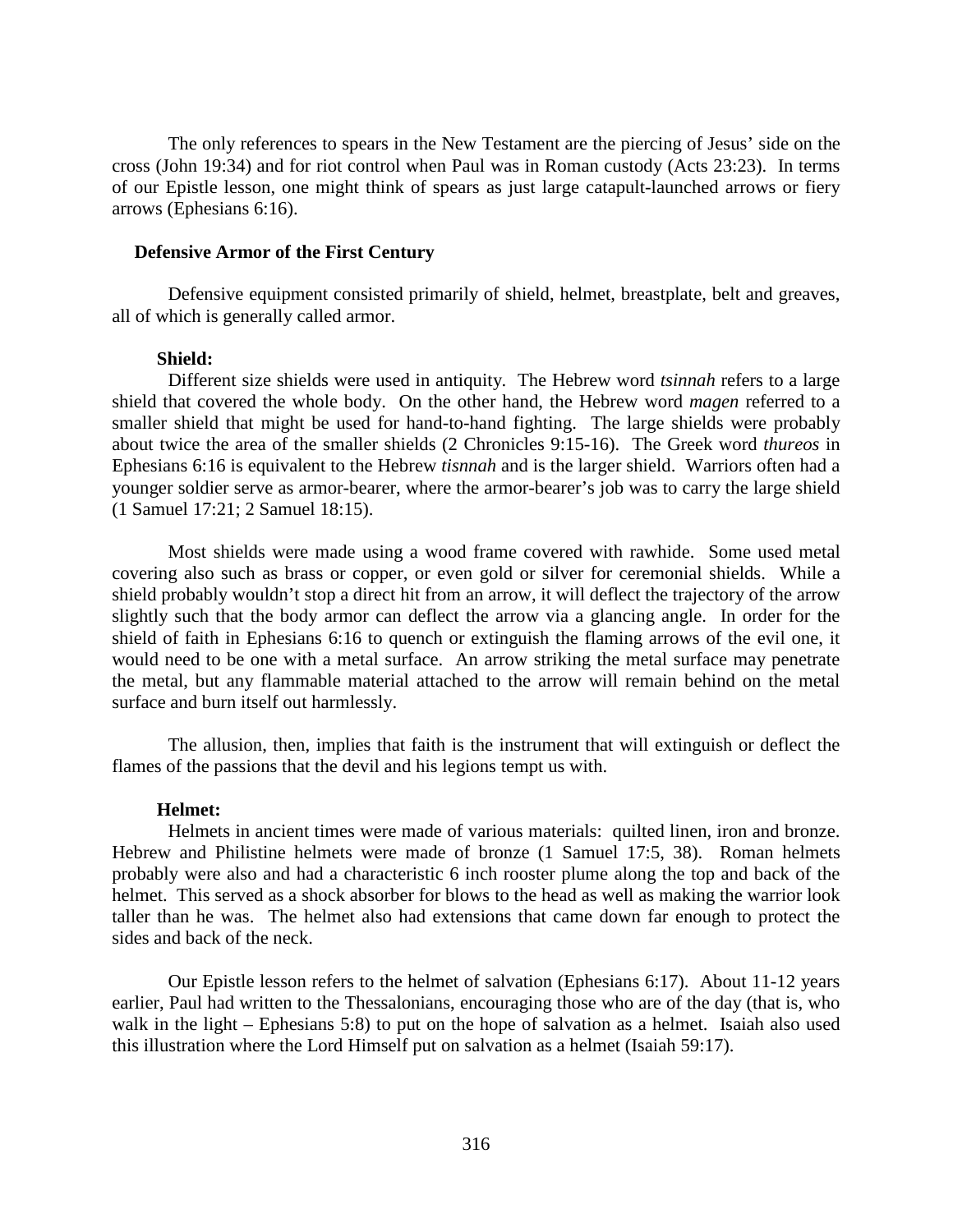The only references to spears in the New Testament are the piercing of Jesus' side on the cross (John 19:34) and for riot control when Paul was in Roman custody (Acts 23:23). In terms of our Epistle lesson, one might think of spears as just large catapult-launched arrows or fiery arrows (Ephesians 6:16).

## Defensive Armor of the First Century

Defensive equipment consisted primarily of shield, helmet, breastplate, belt and greaves, all of which is generally called armor.

### Shield:

Different size shields were used in antiquity. The Hebrew word *tsinnah* refers to a large shield that covered the whole body. On the other hand, the Hebrew word *magen* referred to a smaller shield that might be used for hand-to-hand fighting. The large shields were probably about twice the area of the smaller shields (2 Chronicles 9:15-16). The Greek word *thureos* in Ephesians 6:16 is equivalent to the Hebrew *tisnnah* and is the larger shield. Warriors often had a younger soldier serve as armor-bearer, where the armor-bearer's job was to carry the large shield (1 Samuel 17:21; 2 Samuel 18:15).

Most shields were made using a wood frame covered with rawhide. Some used metal covering also such as brass or copper, or even gold or silver for ceremonial shields. While a shield probably wouldn't stop a direct hit from an arrow, it will deflect the trajectory of the arrow slightly such that the body armor can deflect the arrow via a glancing angle. In order for the shield of faith in Ephesians 6:16 to quench or extinguish the flaming arrows of the evil one, it would need to be one with a metal surface. An arrow striking the metal surface may penetrate the metal, but any flammable material attached to the arrow will remain behind on the metal surface and burn itself out harmlessly.

The allusion, then, implies that faith is the instrument that will extinguish or deflect the flames of the passions that the devil and his legions tempt us with.

### Helmet:

Helmets in ancient times were made of various materials: quilted linen, iron and bronze. Hebrew and Philistine helmets were made of bronze (1 Samuel 17:5, 38). Roman helmets probably were also and had a characteristic 6 inch rooster plume along the top and back of the helmet. This served as a shock absorber for blows to the head as well as making the warrior look taller than he was. The helmet also had extensions that came down far enough to protect the sides and back of the neck.

Our Epistle lesson refers to the helmet of salvation (Ephesians 6:17). About 11-12 years earlier, Paul had written to the Thessalonians, encouraging those who are of the day (that is, who walk in the light – Ephesians 5:8) to put on the hope of salvation as a helmet. Isaiah also used this illustration where the Lord Himself put on salvation as a helmet (Isaiah 59:17).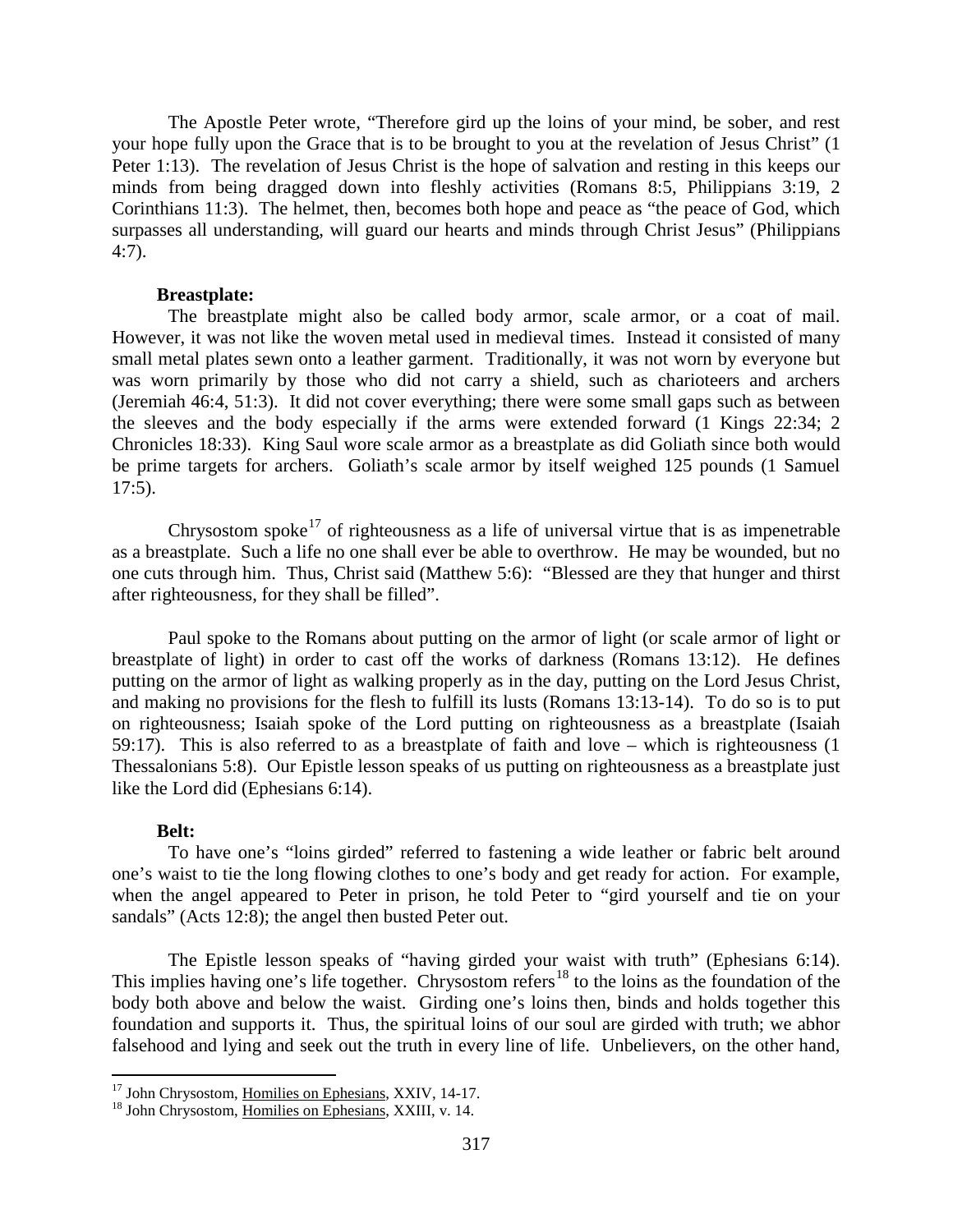The Apostle Peter wrote, "Therefore gird up the loins of your mind, be sober, and rest your hope fully upon the Grace that is to be brought to you at the revelation of Jesus Christ" (1 Peter 1:13). The revelation of Jesus Christ is the hope of salvation and resting in this keeps our minds from being dragged down into fleshly activities (Romans 8:5, Philippians 3:19, 2 Corinthians 11:3). The helmet, then, becomes both hope and peace as "the peace of God, which surpasses all understanding, will guard our hearts and minds through Christ Jesus" (Philippians 4:7).

**Breastplate:**

The breastplate might also be called body armor, scale armor, or a coat of mail. However, it was not like the woven metal used in medieval times. Instead it consisted of many small metal plates sewn onto a leather garment. Traditionally, it was not worn by everyone but was worn primarily by those who did not carry a shield, such as charioteers and archers (Jeremiah 46:4, 51:3). It did not cover everything; there were some small gaps such as between the sleeves and the body especially if the arms were extended forward (1 Kings 22:34; 2 Chronicles 18:33). King Saul wore scale armor as a breastplate as did Goliath since both would be prime targets for archers. Goliath's scale armor by itself weighed 125 pounds (1 Samuel 17:5).

Chrysostom spoke[17] of righteousness as a life of universal virtue that is as impenetrable as a breastplate. Such a life no one shall ever be able to overthrow. He may be wounded, but no one cuts through him. Thus, Christ said (Matthew 5:6): "Blessed are they that hunger and thirst after righteousness, for they shall be filled".

Paul spoke to the Romans about putting on the armor of light (or scale armor of light or breastplate of light) in order to cast off the works of darkness (Romans 13:12). He defines putting on the armor of light as walking properly as in the day, putting on the Lord Jesus Christ, and making no provisions for the flesh to fulfill its lusts (Romans 13:13-14). To do so is to put on righteousness; Isaiah spoke of the Lord putting on righteousness as a breastplate (Isaiah 59:17). This is also referred to as a breastplate of faith and love – which is righteousness (1 Thessalonians 5:8). Our Epistle lesson speaks of us putting on righteousness as a breastplate just like the Lord did (Ephesians 6:14).

**Belt:**

To have one's "loins girded" referred to fastening a wide leather or fabric belt around one's waist to tie the long flowing clothes to one's body and get ready for action. For example, when the angel appeared to Peter in prison, he told Peter to "gird yourself and tie on your sandals" (Acts 12:8); the angel then busted Peter out.

The Epistle lesson speaks of "having girded your waist with truth" (Ephesians 6:14). This implies having one's life together. Chrysostom refers[18] to the loins as the foundation of the body both above and below the waist. Girding one's loins then, binds and holds together this foundation and supports it. Thus, the spiritual loins of our soul are girded with truth; we abhor falsehood and lying and seek out the truth in every line of life. Unbelievers, on the other hand,

---

[17] John Chrysostom, Homilies on Ephesians, XXIV, 14-17.

[18] John Chrysostom, Homilies on Ephesians, XXIII, v. 14.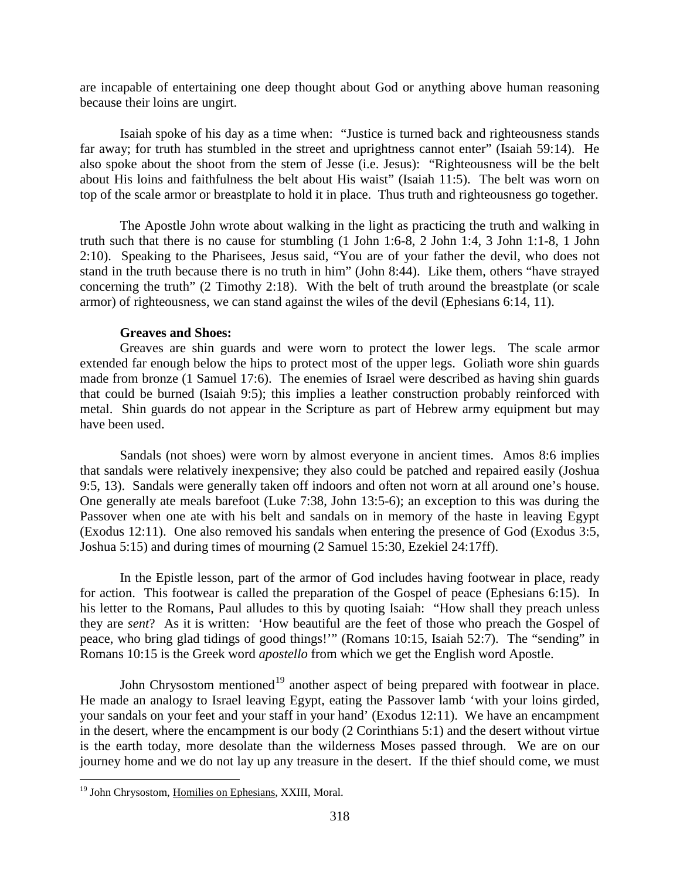are incapable of entertaining one deep thought about God or anything above human reasoning because their loins are ungirt.

Isaiah spoke of his day as a time when: "Justice is turned back and righteousness stands far away; for truth has stumbled in the street and uprightness cannot enter" (Isaiah 59:14). He also spoke about the shoot from the stem of Jesse (i.e. Jesus): "Righteousness will be the belt about His loins and faithfulness the belt about His waist" (Isaiah 11:5). The belt was worn on top of the scale armor or breastplate to hold it in place. Thus truth and righteousness go together.

The Apostle John wrote about walking in the light as practicing the truth and walking in truth such that there is no cause for stumbling (1 John 1:6-8, 2 John 1:4, 3 John 1:1-8, 1 John 2:10). Speaking to the Pharisees, Jesus said, "You are of your father the devil, who does not stand in the truth because there is no truth in him" (John 8:44). Like them, others "have strayed concerning the truth" (2 Timothy 2:18). With the belt of truth around the breastplate (or scale armor) of righteousness, we can stand against the wiles of the devil (Ephesians 6:14, 11).

**Greaves and Shoes:**

Greaves are shin guards and were worn to protect the lower legs. The scale armor extended far enough below the hips to protect most of the upper legs. Goliath wore shin guards made from bronze (1 Samuel 17:6). The enemies of Israel were described as having shin guards that could be burned (Isaiah 9:5); this implies a leather construction probably reinforced with metal. Shin guards do not appear in the Scripture as part of Hebrew army equipment but may have been used.

Sandals (not shoes) were worn by almost everyone in ancient times. Amos 8:6 implies that sandals were relatively inexpensive; they also could be patched and repaired easily (Joshua 9:5, 13). Sandals were generally taken off indoors and often not worn at all around one's house. One generally ate meals barefoot (Luke 7:38, John 13:5-6); an exception to this was during the Passover when one ate with his belt and sandals on in memory of the haste in leaving Egypt (Exodus 12:11). One also removed his sandals when entering the presence of God (Exodus 3:5, Joshua 5:15) and during times of mourning (2 Samuel 15:30, Ezekiel 24:17ff).

In the Epistle lesson, part of the armor of God includes having footwear in place, ready for action. This footwear is called the preparation of the Gospel of peace (Ephesians 6:15). In his letter to the Romans, Paul alludes to this by quoting Isaiah: "How shall they preach unless they are *sent*? As it is written: 'How beautiful are the feet of those who preach the Gospel of peace, who bring glad tidings of good things!'" (Romans 10:15, Isaiah 52:7). The "sending" in Romans 10:15 is the Greek word *apostello* from which we get the English word Apostle.

John Chrysostom mentioned[19] another aspect of being prepared with footwear in place. He made an analogy to Israel leaving Egypt, eating the Passover lamb 'with your loins girded, your sandals on your feet and your staff in your hand' (Exodus 12:11). We have an encampment in the desert, where the encampment is our body (2 Corinthians 5:1) and the desert without virtue is the earth today, more desolate than the wilderness Moses passed through. We are on our journey home and we do not lay up any treasure in the desert. If the thief should come, we must

[19] John Chrysostom, Homilies on Ephesians, XXIII, Moral.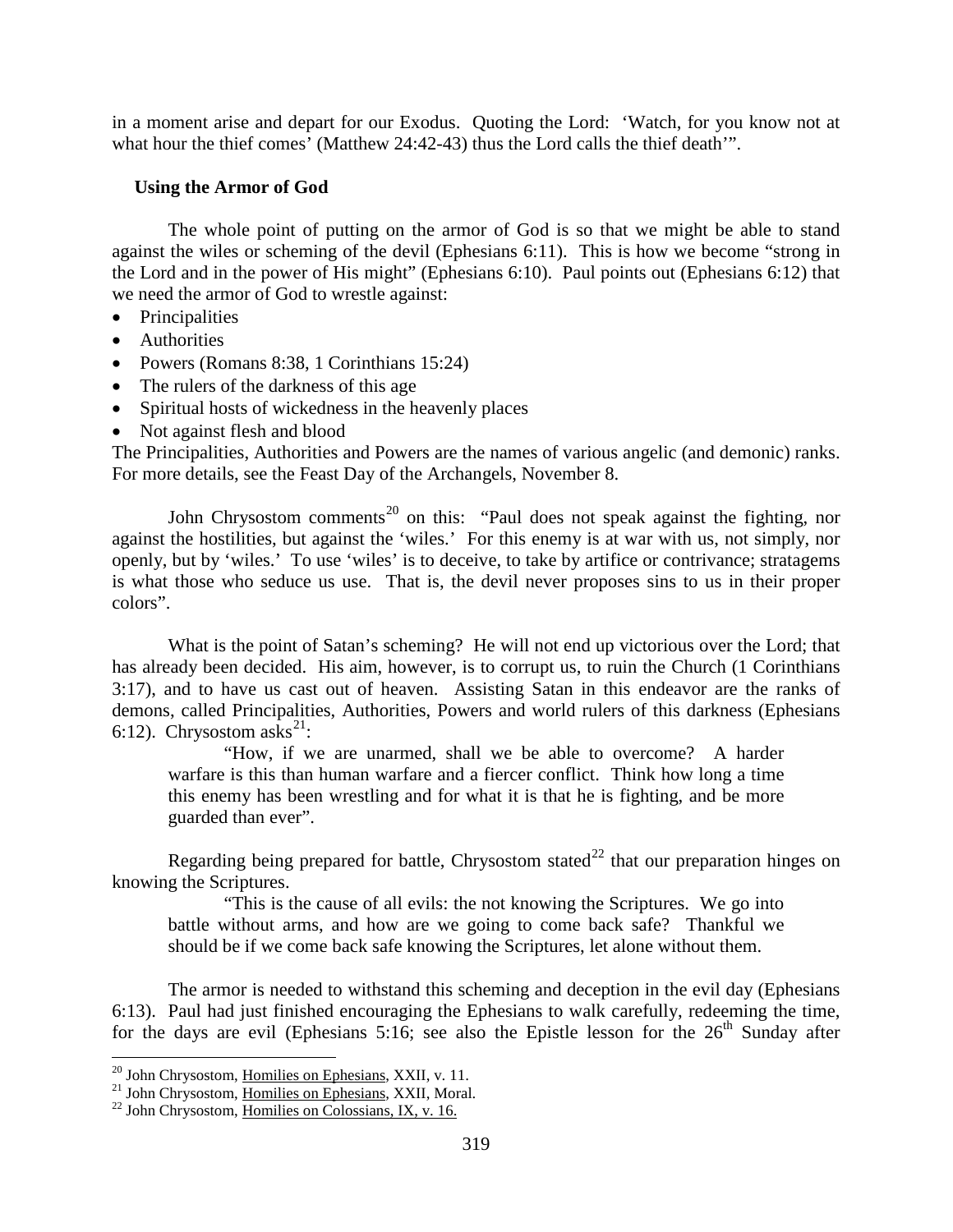in a moment arise and depart for our Exodus. Quoting the Lord: 'Watch, for you know not at what hour the thief comes' (Matthew 24:42-43) thus the Lord calls the thief death'".

### Using the Armor of God

The whole point of putting on the armor of God is so that we might be able to stand against the wiles or scheming of the devil (Ephesians 6:11). This is how we become "strong in the Lord and in the power of His might" (Ephesians 6:10). Paul points out (Ephesians 6:12) that we need the armor of God to wrestle against:

- Principalities
- Authorities
- Powers (Romans 8:38, 1 Corinthians 15:24)
- The rulers of the darkness of this age
- Spiritual hosts of wickedness in the heavenly places
- Not against flesh and blood

The Principalities, Authorities and Powers are the names of various angelic (and demonic) ranks. For more details, see the Feast Day of the Archangels, November 8.

John Chrysostom comments[20] on this: "Paul does not speak against the fighting, nor against the hostilities, but against the 'wiles.' For this enemy is at war with us, not simply, nor openly, but by 'wiles.' To use 'wiles' is to deceive, to take by artifice or contrivance; stratagems is what those who seduce us use. That is, the devil never proposes sins to us in their proper colors".

What is the point of Satan's scheming? He will not end up victorious over the Lord; that has already been decided. His aim, however, is to corrupt us, to ruin the Church (1 Corinthians 3:17), and to have us cast out of heaven. Assisting Satan in this endeavor are the ranks of demons, called Principalities, Authorities, Powers and world rulers of this darkness (Ephesians 6:12). Chrysostom asks[21]:

> "How, if we are unarmed, shall we be able to overcome? A harder warfare is this than human warfare and a fiercer conflict. Think how long a time this enemy has been wrestling and for what it is that he is fighting, and be more guarded than ever".

Regarding being prepared for battle, Chrysostom stated[22] that our preparation hinges on knowing the Scriptures.

> "This is the cause of all evils: the not knowing the Scriptures. We go into battle without arms, and how are we going to come back safe? Thankful we should be if we come back safe knowing the Scriptures, let alone without them.

The armor is needed to withstand this scheming and deception in the evil day (Ephesians 6:13). Paul had just finished encouraging the Ephesians to walk carefully, redeeming the time, for the days are evil (Ephesians 5:16; see also the Epistle lesson for the 26th Sunday after

---

[20] John Chrysostom, Homilies on Ephesians, XXII, v. 11.

[21] John Chrysostom, Homilies on Ephesians, XXII, Moral.

[22] John Chrysostom, Homilies on Colossians, IX, v. 16.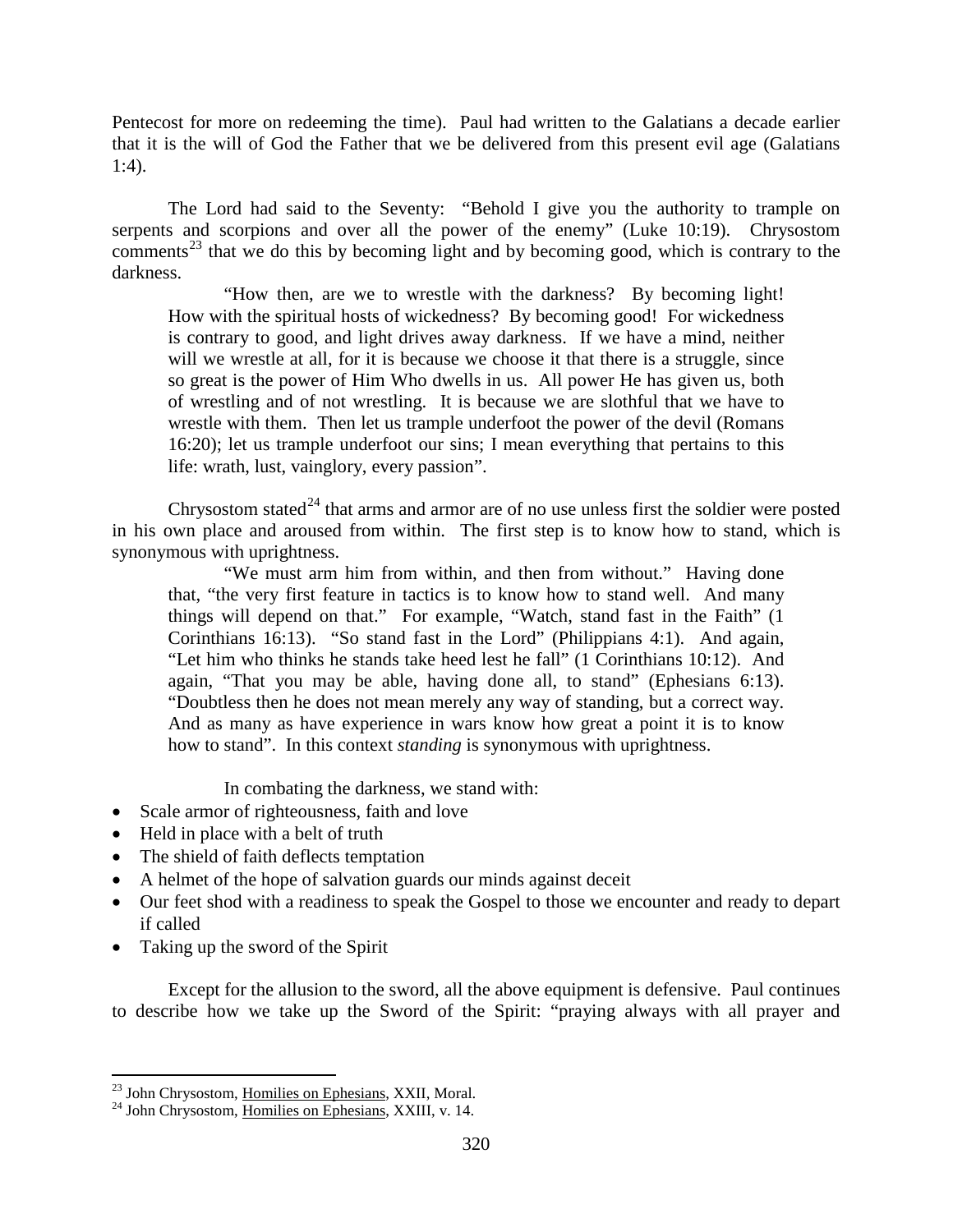Pentecost for more on redeeming the time). Paul had written to the Galatians a decade earlier that it is the will of God the Father that we be delivered from this present evil age (Galatians 1:4).

The Lord had said to the Seventy: "Behold I give you the authority to trample on serpents and scorpions and over all the power of the enemy" (Luke 10:19). Chrysostom comments[23] that we do this by becoming light and by becoming good, which is contrary to the darkness.

> "How then, are we to wrestle with the darkness? By becoming light! How with the spiritual hosts of wickedness? By becoming good! For wickedness is contrary to good, and light drives away darkness. If we have a mind, neither will we wrestle at all, for it is because we choose it that there is a struggle, since so great is the power of Him Who dwells in us. All power He has given us, both of wrestling and of not wrestling. It is because we are slothful that we have to wrestle with them. Then let us trample underfoot the power of the devil (Romans 16:20); let us trample underfoot our sins; I mean everything that pertains to this life: wrath, lust, vainglory, every passion".

Chrysostom stated[24] that arms and armor are of no use unless first the soldier were posted in his own place and aroused from within. The first step is to know how to stand, which is synonymous with uprightness.

> "We must arm him from within, and then from without." Having done that, "the very first feature in tactics is to know how to stand well. And many things will depend on that." For example, "Watch, stand fast in the Faith" (1 Corinthians 16:13). "So stand fast in the Lord" (Philippians 4:1). And again, "Let him who thinks he stands take heed lest he fall" (1 Corinthians 10:12). And again, "That you may be able, having done all, to stand" (Ephesians 6:13). "Doubtless then he does not mean merely any way of standing, but a correct way. And as many as have experience in wars know how great a point it is to know how to stand". In this context *standing* is synonymous with uprightness.

In combating the darkness, we stand with:

- Scale armor of righteousness, faith and love
- Held in place with a belt of truth
- The shield of faith deflects temptation
- A helmet of the hope of salvation guards our minds against deceit
- Our feet shod with a readiness to speak the Gospel to those we encounter and ready to depart if called
- Taking up the sword of the Spirit

Except for the allusion to the sword, all the above equipment is defensive. Paul continues to describe how we take up the Sword of the Spirit: "praying always with all prayer and

---

[23] John Chrysostom, Homilies on Ephesians, XXII, Moral.

[24] John Chrysostom, Homilies on Ephesians, XXIII, v. 14.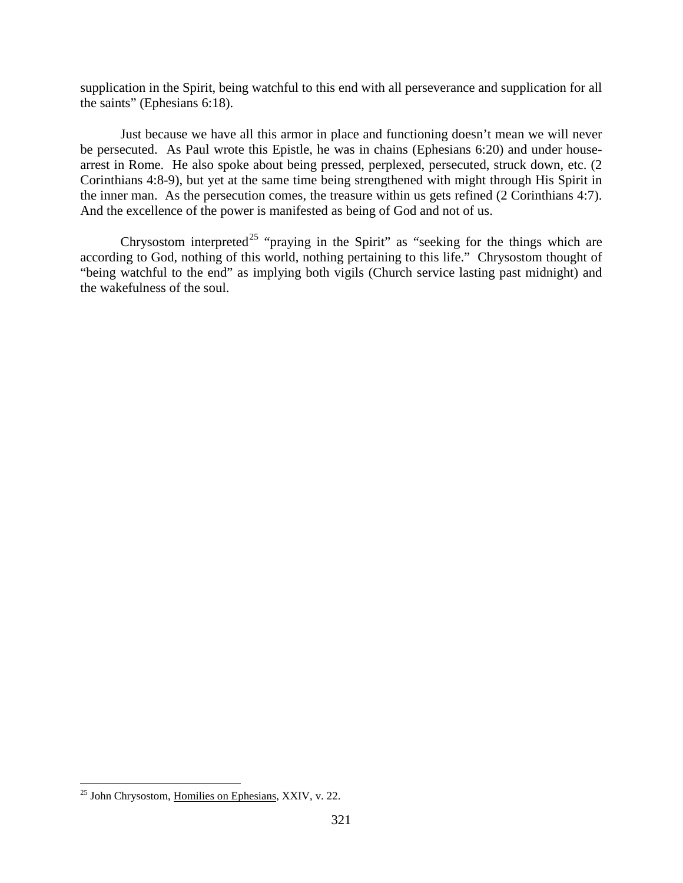supplication in the Spirit, being watchful to this end with all perseverance and supplication for all the saints" (Ephesians 6:18).

Just because we have all this armor in place and functioning doesn't mean we will never be persecuted. As Paul wrote this Epistle, he was in chains (Ephesians 6:20) and under house-arrest in Rome. He also spoke about being pressed, perplexed, persecuted, struck down, etc. (2 Corinthians 4:8-9), but yet at the same time being strengthened with might through His Spirit in the inner man. As the persecution comes, the treasure within us gets refined (2 Corinthians 4:7). And the excellence of the power is manifested as being of God and not of us.

Chrysostom interpreted[25] "praying in the Spirit" as "seeking for the things which are according to God, nothing of this world, nothing pertaining to this life." Chrysostom thought of "being watchful to the end" as implying both vigils (Church service lasting past midnight) and the wakefulness of the soul.

---

[25] John Chrysostom, Homilies on Ephesians, XXIV, v. 22.